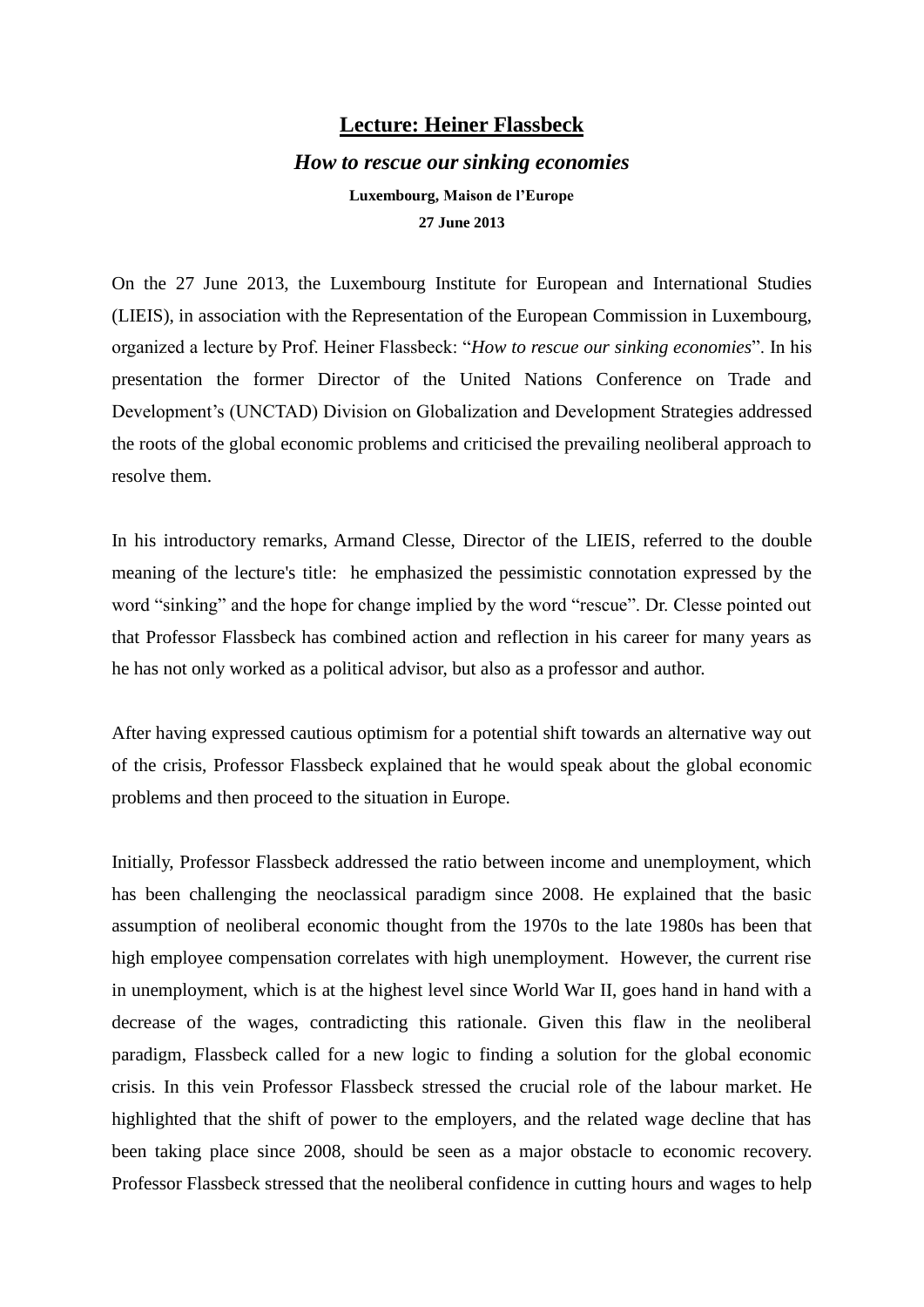# **Lecture: Heiner Flassbeck**

## *How to rescue our sinking economies*

**Luxembourg, Maison de l'Europe**

**27 June 2013**

On the 27 June 2013, the Luxembourg Institute for European and International Studies (LIEIS), in association with the Representation of the European Commission in Luxembourg, organized a lecture by Prof. Heiner Flassbeck: "*How to rescue our sinking economies*". In his presentation the former Director of the United Nations Conference on Trade and Development's (UNCTAD) Division on Globalization and Development Strategies addressed the roots of the global economic problems and criticised the prevailing neoliberal approach to resolve them.

In his introductory remarks, Armand Clesse, Director of the LIEIS, referred to the double meaning of the lecture's title: he emphasized the pessimistic connotation expressed by the word "sinking" and the hope for change implied by the word "rescue". Dr. Clesse pointed out that Professor Flassbeck has combined action and reflection in his career for many years as he has not only worked as a political advisor, but also as a professor and author.

After having expressed cautious optimism for a potential shift towards an alternative way out of the crisis, Professor Flassbeck explained that he would speak about the global economic problems and then proceed to the situation in Europe.

Initially, Professor Flassbeck addressed the ratio between income and unemployment, which has been challenging the neoclassical paradigm since 2008. He explained that the basic assumption of neoliberal economic thought from the 1970s to the late 1980s has been that high employee compensation correlates with high unemployment. However, the current rise in unemployment, which is at the highest level since World War II, goes hand in hand with a decrease of the wages, contradicting this rationale. Given this flaw in the neoliberal paradigm, Flassbeck called for a new logic to finding a solution for the global economic crisis. In this vein Professor Flassbeck stressed the crucial role of the labour market. He highlighted that the shift of power to the employers, and the related wage decline that has been taking place since 2008, should be seen as a major obstacle to economic recovery. Professor Flassbeck stressed that the neoliberal confidence in cutting hours and wages to help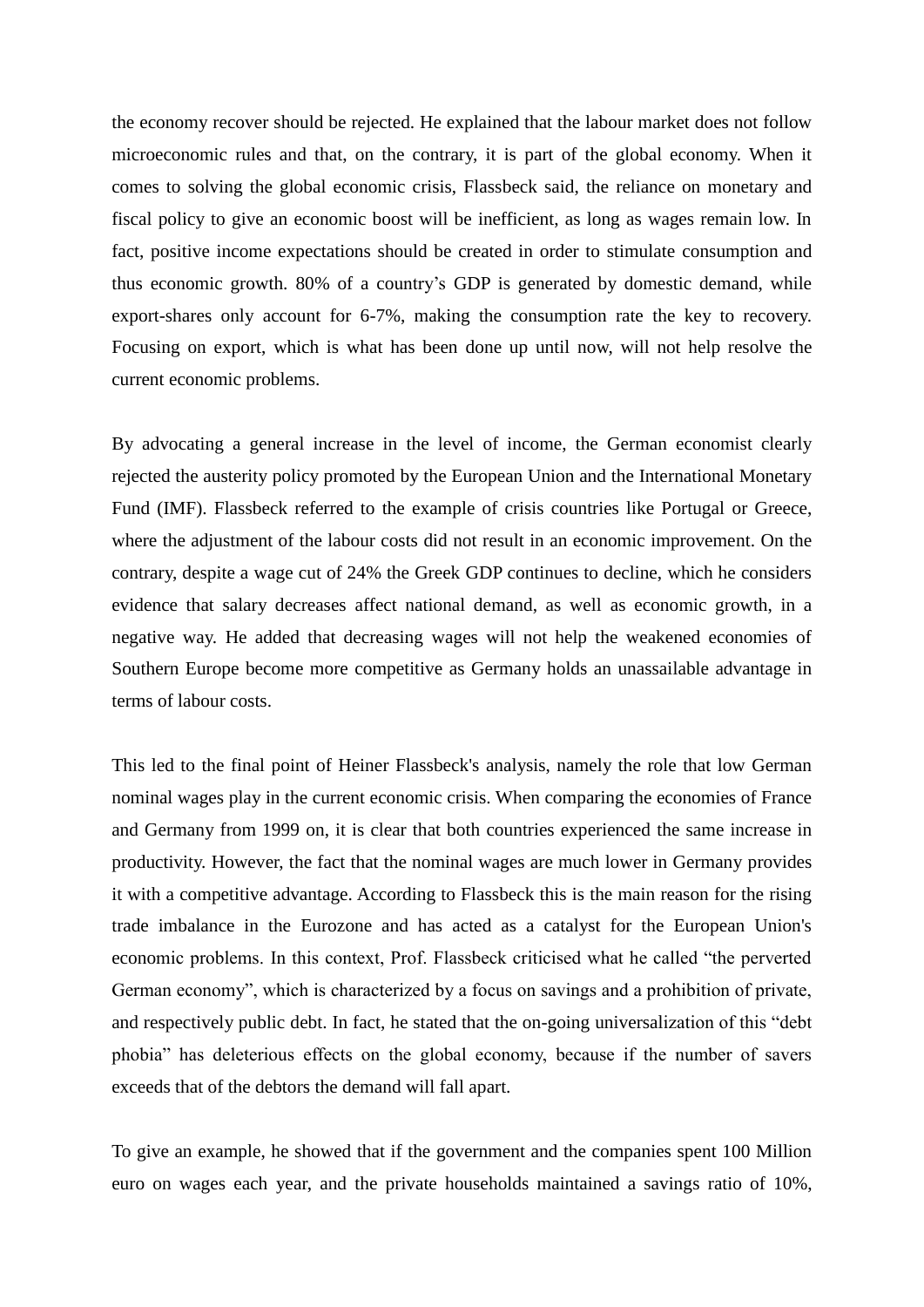the economy recover should be rejected. He explained that the labour market does not follow microeconomic rules and that, on the contrary, it is part of the global economy. When it comes to solving the global economic crisis, Flassbeck said, the reliance on monetary and fiscal policy to give an economic boost will be inefficient, as long as wages remain low. In fact, positive income expectations should be created in order to stimulate consumption and thus economic growth. 80% of a country's GDP is generated by domestic demand, while export-shares only account for 6-7%, making the consumption rate the key to recovery. Focusing on export, which is what has been done up until now, will not help resolve the current economic problems.

By advocating a general increase in the level of income, the German economist clearly rejected the austerity policy promoted by the European Union and the International Monetary Fund (IMF). Flassbeck referred to the example of crisis countries like Portugal or Greece, where the adjustment of the labour costs did not result in an economic improvement. On the contrary, despite a wage cut of 24% the Greek GDP continues to decline, which he considers evidence that salary decreases affect national demand, as well as economic growth, in a negative way. He added that decreasing wages will not help the weakened economies of Southern Europe become more competitive as Germany holds an unassailable advantage in terms of labour costs.

This led to the final point of Heiner Flassbeck's analysis, namely the role that low German nominal wages play in the current economic crisis. When comparing the economies of France and Germany from 1999 on, it is clear that both countries experienced the same increase in productivity. However, the fact that the nominal wages are much lower in Germany provides it with a competitive advantage. According to Flassbeck this is the main reason for the rising trade imbalance in the Eurozone and has acted as a catalyst for the European Union's economic problems. In this context, Prof. Flassbeck criticised what he called "the perverted German economy", which is characterized by a focus on savings and a prohibition of private, and respectively public debt. In fact, he stated that the on-going universalization of this "debt phobia" has deleterious effects on the global economy, because if the number of savers exceeds that of the debtors the demand will fall apart.

To give an example, he showed that if the government and the companies spent 100 Million euro on wages each year, and the private households maintained a savings ratio of 10%,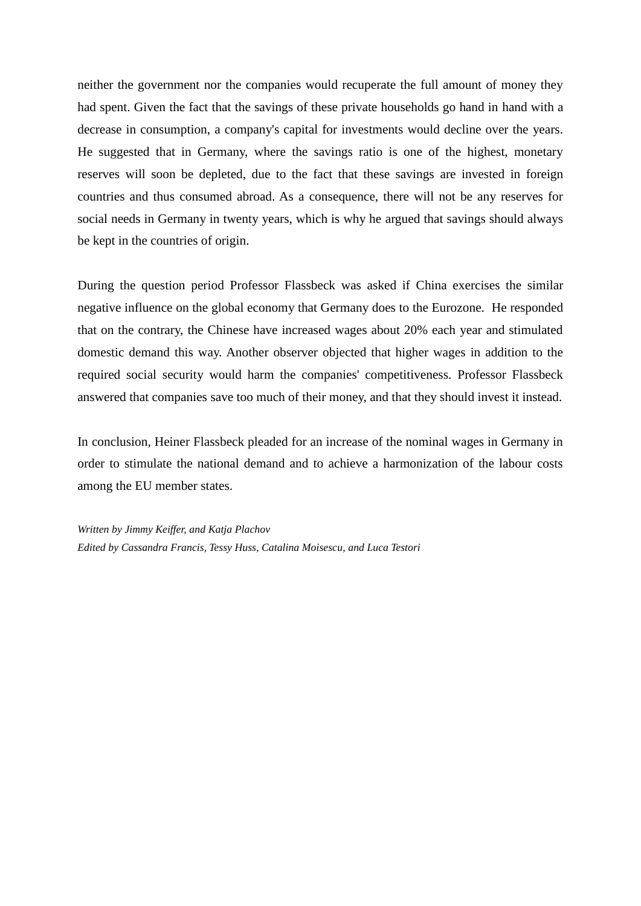neither the government nor the companies would recuperate the full amount of money they had spent. Given the fact that the savings of these private households go hand in hand with a decrease in consumption, a company's capital for investments would decline over the years. He suggested that in Germany, where the savings ratio is one of the highest, monetary reserves will soon be depleted, due to the fact that these savings are invested in foreign countries and thus consumed abroad. As a consequence, there will not be any reserves for social needs in Germany in twenty years, which is why he argued that savings should always be kept in the countries of origin.

During the question period Professor Flassbeck was asked if China exercises the similar negative influence on the global economy that Germany does to the Eurozone. He responded that on the contrary, the Chinese have increased wages about 20% each year and stimulated domestic demand this way. Another observer objected that higher wages in addition to the required social security would harm the companies' competitiveness. Professor Flassbeck answered that companies save too much of their money, and that they should invest it instead.

In conclusion, Heiner Flassbeck pleaded for an increase of the nominal wages in Germany in order to stimulate the national demand and to achieve a harmonization of the labour costs among the EU member states.

*Written by Jimmy Keiffer, and Katja Plachov*

*Edited by Cassandra Francis, Tessy Huss, Catalina Moisescu, and Luca Testori*